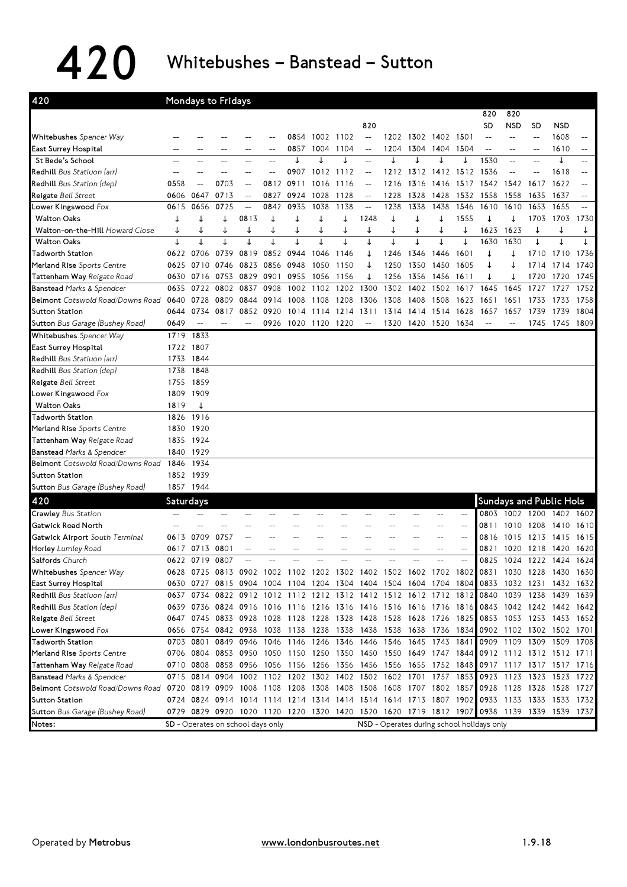# 420 Whitebushes – Banstead – Sutton

## Mondays to Fridays

| 420 | | | | | | | | | 820 | | | | | 820 SD | 820 NSD | SD | NSD | |
|---|---|---|---|---|---|---|---|---|---|---|---|---|---|---|---|---|---|---|
| **Whitebushes** *Spencer Way* | -- | -- | -- | -- | -- | 0854 | 1002 | 1102 | -- | 1202 | 1302 | 1402 | 1501 | -- | -- | -- | 1608 | -- |
| **East Surrey Hospital** | -- | -- | -- | -- | -- | 0857 | 1004 | 1104 | -- | 1204 | 1304 | 1404 | 1504 | -- | -- | -- | 1610 | -- |
| St Bede's School | -- | -- | -- | -- | -- | ↓ | ↓ | ↓ | -- | ↓ | ↓ | ↓ | ↓ | 1530 | -- | -- | ↓ | -- |
| **Redhill** *Bus Statiuon (arr)* | -- | -- | -- | -- | -- | 0907 | 1012 | 1112 | -- | 1212 | 1312 | 1412 | 1512 | 1536 | -- | -- | 1618 | -- |
| **Redhill** *Bus Station (dep)* | 0558 | -- | 0703 | -- | 0812 | 0911 | 1016 | 1116 | -- | 1216 | 1316 | 1416 | 1517 | 1542 | 1542 | 1617 | 1622 | -- |
| **Reigate** *Bell Street* | 0606 | 0647 | 0713 | -- | 0827 | 0924 | 1028 | 1128 | -- | 1228 | 1328 | 1428 | 1532 | 1558 | 1558 | 1635 | 1637 | -- |
| **Lower Kingswood** *Fox* | 0615 | 0656 | 0725 | -- | 0842 | 0935 | 1038 | 1138 | -- | 1238 | 1338 | 1438 | 1546 | 1610 | 1610 | 1653 | 1655 | -- |
| Walton Oaks | ↓ | ↓ | ↓ | 0813 | ↓ | ↓ | ↓ | ↓ | 1248 | ↓ | ↓ | ↓ | 1555 | ↓ | ↓ | 1703 | 1703 | 1730 |
| Walton-on-the-Hill *Howard Close* | ↓ | ↓ | ↓ | ↓ | ↓ | ↓ | ↓ | ↓ | ↓ | ↓ | ↓ | ↓ | ↓ | 1623 | 1623 | ↓ | ↓ | ↓ |
| Walton Oaks | ↓ | ↓ | ↓ | ↓ | ↓ | ↓ | ↓ | ↓ | ↓ | ↓ | ↓ | ↓ | ↓ | 1630 | 1630 | ↓ | ↓ | ↓ |
| **Tadworth Station** | 0622 | 0706 | 0739 | 0819 | 0852 | 0944 | 1046 | 1146 | ↓ | 1246 | 1346 | 1446 | 1601 | ↓ | ↓ | 1710 | 1710 | 1736 |
| **Merland Rise** *Sports Centre* | 0625 | 0710 | 0746 | 0823 | 0856 | 0948 | 1050 | 1150 | ↓ | 1250 | 1350 | 1450 | 1605 | ↓ | ↓ | 1714 | 1714 | 1740 |
| **Tattenham Way** *Reigate Road* | 0630 | 0716 | 0753 | 0829 | 0901 | 0955 | 1056 | 1156 | ↓ | 1256 | 1356 | 1456 | 1611 | ↓ | ↓ | 1720 | 1720 | 1745 |
| **Banstead** *Marks & Spencer* | 0635 | 0722 | 0802 | 0837 | 0908 | 1002 | 1102 | 1202 | 1300 | 1302 | 1402 | 1502 | 1617 | 1645 | 1645 | 1727 | 1727 | 1752 |
| **Belmont** *Cotswold Road/Downs Road* | 0640 | 0728 | 0809 | 0844 | 0914 | 1008 | 1108 | 1208 | 1306 | 1308 | 1408 | 1508 | 1623 | 1651 | 1651 | 1733 | 1733 | 1758 |
| **Sutton Station** | 0644 | 0734 | 0817 | 0852 | 0920 | 1014 | 1114 | 1214 | 1311 | 1314 | 1414 | 1514 | 1628 | 1657 | 1657 | 1739 | 1739 | 1804 |
| **Sutton** *Bus Garage (Bushey Road)* | 0649 | -- | -- | -- | 0926 | 1020 | 1120 | 1220 | -- | 1320 | 1420 | 1520 | 1634 | -- | -- | 1745 | 1745 | 1809 |

| 420 | | |
|---|---|---|
| **Whitebushes** *Spencer Way* | 1719 | 1833 |
| **East Surrey Hospital** | 1722 | 1807 |
| **Redhill** *Bus Statiuon (arr)* | 1733 | 1844 |
| **Redhill** *Bus Station (dep)* | 1738 | 1848 |
| **Reigate** *Bell Street* | 1755 | 1859 |
| **Lower Kingswood** *Fox* | 1809 | 1909 |
| Walton Oaks | 1819 | ↓ |
| **Tadworth Station** | 1826 | 1916 |
| **Merland Rise** *Sports Centre* | 1830 | 1920 |
| **Tattenham Way** *Reigate Road* | 1835 | 1924 |
| **Banstead** *Marks & Spencer* | 1840 | 1929 |
| **Belmont** *Cotswold Road/Downs Road* | 1846 | 1934 |
| **Sutton Station** | 1852 | 1939 |
| **Sutton** *Bus Garage (Bushey Road)* | 1857 | 1944 |

## Saturdays

| 420 | | | | | | | | | | | | | |
|---|---|---|---|---|---|---|---|---|---|---|---|---|---|
| **Crawley** *Bus Station* | -- | -- | -- | -- | -- | -- | -- | -- | -- | -- | -- | -- | -- |
| **Gatwick Road North** | -- | -- | -- | -- | -- | -- | -- | -- | -- | -- | -- | -- | -- |
| **Gatwick Airport** *South Terminal* | 0613 | 0709 | 0757 | -- | -- | -- | -- | -- | -- | -- | -- | -- | -- |
| **Horley** *Lumley Road* | 0617 | 0713 | 0801 | -- | -- | -- | -- | -- | -- | -- | -- | -- | -- |
| **Salfords** *Church* | 0622 | 0719 | 0807 | -- | -- | -- | -- | -- | -- | -- | -- | -- | -- |
| **Whitebushes** *Spencer Way* | 0628 | 0725 | 0813 | 0902 | 1002 | 1102 | 1202 | 1302 | 1402 | 1502 | 1602 | 1702 | 1802 |
| **East Surrey Hospital** | 0630 | 0727 | 0815 | 0904 | 1004 | 1104 | 1204 | 1304 | 1404 | 1504 | 1604 | 1704 | 1804 |
| **Redhill** *Bus Statiuon (arr)* | 0637 | 0734 | 0822 | 0912 | 1012 | 1112 | 1212 | 1312 | 1412 | 1512 | 1612 | 1712 | 1812 |
| **Redhill** *Bus Station (dep)* | 0639 | 0736 | 0824 | 0916 | 1016 | 1116 | 1216 | 1316 | 1416 | 1516 | 1616 | 1716 | 1816 |
| **Reigate** *Bell Street* | 0647 | 0745 | 0833 | 0928 | 1028 | 1128 | 1228 | 1328 | 1428 | 1528 | 1628 | 1726 | 1825 |
| **Lower Kingswood** *Fox* | 0656 | 0754 | 0842 | 0938 | 1038 | 1138 | 1238 | 1338 | 1438 | 1538 | 1638 | 1736 | 1834 |
| **Tadworth Station** | 0703 | 0801 | 0849 | 0946 | 1046 | 1146 | 1246 | 1346 | 1446 | 1546 | 1645 | 1743 | 1841 |
| **Merland Rise** *Sports Centre* | 0706 | 0804 | 0853 | 0950 | 1050 | 1150 | 1250 | 1350 | 1450 | 1550 | 1649 | 1747 | 1844 |
| **Tattenham Way** *Reigate Road* | 0710 | 0808 | 0858 | 0956 | 1056 | 1156 | 1256 | 1356 | 1456 | 1556 | 1655 | 1752 | 1848 |
| **Banstead** *Marks & Spencer* | 0715 | 0814 | 0904 | 1002 | 1102 | 1202 | 1302 | 1402 | 1502 | 1602 | 1701 | 1757 | 1853 |
| **Belmont** *Cotswold Road/Downs Road* | 0720 | 0819 | 0909 | 1008 | 1108 | 1208 | 1308 | 1408 | 1508 | 1608 | 1707 | 1802 | 1857 |
| **Sutton Station** | 0724 | 0824 | 0914 | 1014 | 1114 | 1214 | 1314 | 1414 | 1514 | 1614 | 1713 | 1807 | 1902 |
| **Sutton** *Bus Garage (Bushey Road)* | 0729 | 0829 | 0920 | 1020 | 1120 | 1220 | 1320 | 1420 | 1520 | 1620 | 1719 | 1812 | 1907 |

## Sundays and Public Hols

| 420 | | | | | |
|---|---|---|---|---|---|
| **Crawley** *Bus Station* | 0803 | 1002 | 1200 | 1402 | 1602 |
| **Gatwick Road North** | 0811 | 1010 | 1208 | 1410 | 1610 |
| **Gatwick Airport** *South Terminal* | 0816 | 1015 | 1213 | 1415 | 1615 |
| **Horley** *Lumley Road* | 0821 | 1020 | 1218 | 1420 | 1620 |
| **Salfords** *Church* | 0825 | 1024 | 1222 | 1424 | 1624 |
| **Whitebushes** *Spencer Way* | 0831 | 1030 | 1228 | 1430 | 1630 |
| **East Surrey Hospital** | 0833 | 1032 | 1231 | 1432 | 1632 |
| **Redhill** *Bus Statiuon (arr)* | 0840 | 1039 | 1238 | 1439 | 1639 |
| **Redhill** *Bus Station (dep)* | 0843 | 1042 | 1242 | 1442 | 1642 |
| **Reigate** *Bell Street* | 0853 | 1053 | 1253 | 1453 | 1652 |
| **Lower Kingswood** *Fox* | 0902 | 1102 | 1302 | 1502 | 1701 |
| **Tadworth Station** | 0909 | 1109 | 1309 | 1509 | 1708 |
| **Merland Rise** *Sports Centre* | 0912 | 1112 | 1312 | 1512 | 1711 |
| **Tattenham Way** *Reigate Road* | 0917 | 1117 | 1317 | 1517 | 1716 |
| **Banstead** *Marks & Spencer* | 0923 | 1123 | 1323 | 1523 | 1722 |
| **Belmont** *Cotswold Road/Downs Road* | 0928 | 1128 | 1328 | 1528 | 1727 |
| **Sutton Station** | 0933 | 1133 | 1333 | 1533 | 1732 |
| **Sutton** *Bus Garage (Bushey Road)* | 0938 | 1139 | 1339 | 1539 | 1737 |

**Notes:** SD - Operates on school days only; NSD - Operates during school holidays only

Operated by **Metrobus** | www.londonbusroutes.net | 1.9.18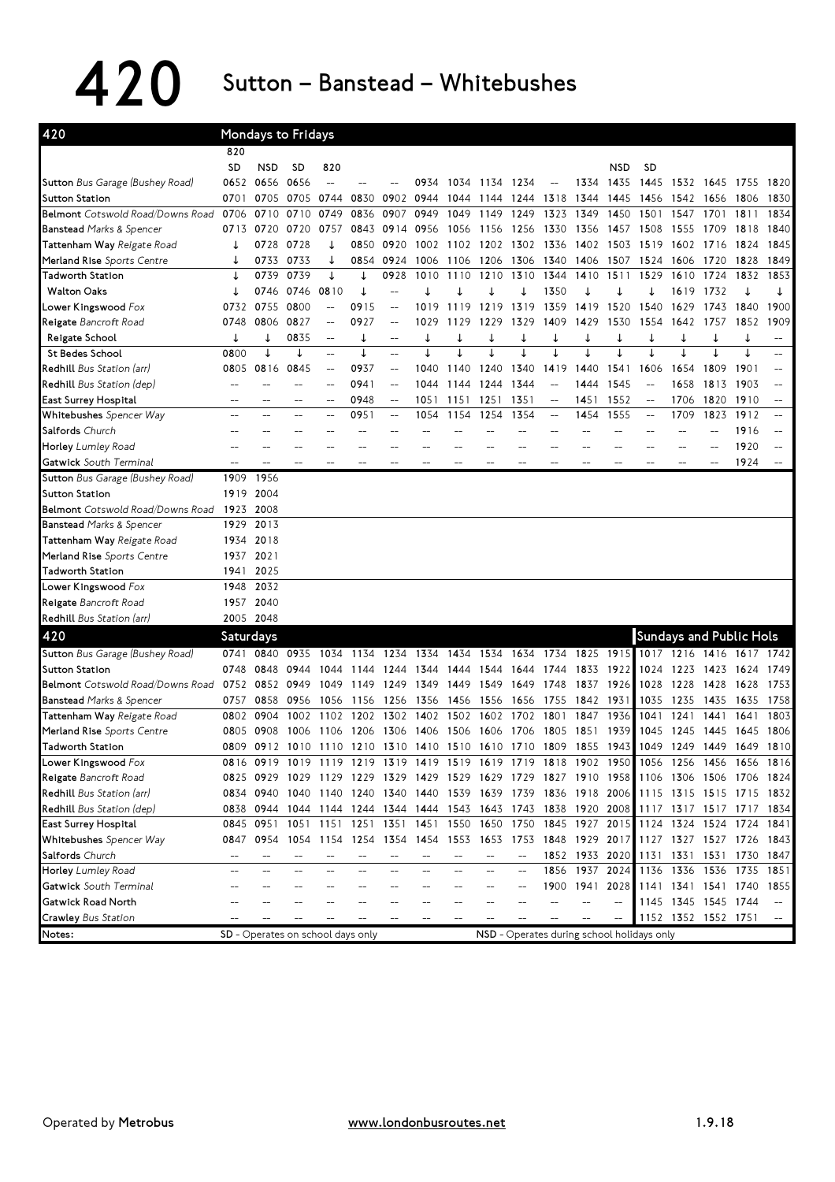# 420 Sutton – Banstead – Whitebushes

**420 Mondays to Fridays**

| | | | | | | | | | | | | | | | | | | | | |
|---|---|---|---|---|---|---|---|---|---|---|---|---|---|---|---|---|---|---|---|---|
| | 820 | | | | | | | | | | | | | | | | | | | |
| | SD | NSD | SD | 820 | | | | | | | | | | NSD | SD | | | | | |
| **Sutton** *Bus Garage (Bushey Road)* | 0652 | 0656 | 0656 | -- | -- | -- | 0934 | 1034 | 1134 | 1234 | -- | 1334 | 1435 | 1445 | 1532 | 1645 | 1755 | 1820 | | |
| **Sutton Station** | 0701 | 0705 | 0705 | 0744 | 0830 | 0902 | 0944 | 1044 | 1144 | 1244 | 1318 | 1344 | 1445 | 1456 | 1542 | 1656 | 1806 | 1830 | | |
| **Belmont** *Cotswold Road/Downs Road* | 0706 | 0710 | 0710 | 0749 | 0836 | 0907 | 0949 | 1049 | 1149 | 1249 | 1323 | 1349 | 1450 | 1501 | 1547 | 1701 | 1811 | 1834 | | |
| **Banstead** *Marks & Spencer* | 0713 | 0720 | 0720 | 0757 | 0843 | 0914 | 0956 | 1056 | 1156 | 1256 | 1330 | 1356 | 1457 | 1508 | 1555 | 1709 | 1818 | 1840 | | |
| **Tattenham Way** *Reigate Road* | ↓ | 0728 | 0728 | ↓ | 0850 | 0920 | 1002 | 1102 | 1202 | 1302 | 1336 | 1402 | 1503 | 1519 | 1602 | 1716 | 1824 | 1845 | | |
| **Merland Rise** *Sports Centre* | ↓ | 0733 | 0733 | ↓ | 0854 | 0924 | 1006 | 1106 | 1206 | 1306 | 1340 | 1406 | 1507 | 1524 | 1606 | 1720 | 1828 | 1849 | | |
| **Tadworth Station** | ↓ | 0739 | 0739 | ↓ | ↓ | 0928 | 1010 | 1110 | 1210 | 1310 | 1344 | 1410 | 1511 | 1529 | 1610 | 1724 | 1832 | 1853 | | |
| **Walton Oaks** | ↓ | 0746 | 0746 | 0810 | ↓ | -- | ↓ | ↓ | ↓ | ↓ | 1350 | ↓ | ↓ | ↓ | 1619 | 1732 | ↓ | ↓ | | |
| **Lower Kingswood** *Fox* | 0732 | 0755 | 0800 | -- | 0915 | -- | 1019 | 1119 | 1219 | 1319 | 1359 | 1419 | 1520 | 1540 | 1629 | 1743 | 1840 | 1900 | | |
| **Reigate** *Bancroft Road* | 0748 | 0806 | 0827 | -- | 0927 | -- | 1029 | 1129 | 1229 | 1329 | 1409 | 1429 | 1530 | 1554 | 1642 | 1757 | 1852 | 1909 | | |
| **Reigate School** | ↓ | ↓ | 0835 | -- | ↓ | -- | ↓ | ↓ | ↓ | ↓ | ↓ | ↓ | ↓ | ↓ | ↓ | ↓ | ↓ | -- | | |
| **St Bedes School** | 0800 | ↓ | ↓ | -- | ↓ | -- | ↓ | ↓ | ↓ | ↓ | ↓ | ↓ | ↓ | ↓ | ↓ | ↓ | ↓ | -- | | |
| **Redhill** *Bus Station (arr)* | 0805 | 0816 | 0845 | -- | 0937 | -- | 1040 | 1140 | 1240 | 1340 | 1419 | 1440 | 1541 | 1606 | 1654 | 1809 | 1901 | -- | | |
| **Redhill** *Bus Station (dep)* | -- | -- | -- | -- | 0941 | -- | 1044 | 1144 | 1244 | 1344 | -- | 1444 | 1545 | -- | 1658 | 1813 | 1903 | -- | | |
| **East Surrey Hospital** | -- | -- | -- | -- | 0948 | -- | 1051 | 1151 | 1251 | 1351 | -- | 1451 | 1552 | -- | 1706 | 1820 | 1910 | -- | | |
| **Whitebushes** *Spencer Way* | -- | -- | -- | -- | 0951 | -- | 1054 | 1154 | 1254 | 1354 | -- | 1454 | 1555 | -- | 1709 | 1823 | 1912 | -- | | |
| **Salfords** *Church* | -- | -- | -- | -- | -- | -- | -- | -- | -- | -- | -- | -- | -- | -- | -- | -- | 1916 | -- | | |
| **Horley** *Lumley Road* | -- | -- | -- | -- | -- | -- | -- | -- | -- | -- | -- | -- | -- | -- | -- | -- | 1920 | -- | | |
| **Gatwick** *South Terminal* | -- | -- | -- | -- | -- | -- | -- | -- | -- | -- | -- | -- | -- | -- | -- | -- | 1924 | -- | | |

| | | |
|---|---|---|
| **Sutton** *Bus Garage (Bushey Road)* | 1909 | 1956 |
| **Sutton Station** | 1919 | 2004 |
| **Belmont** *Cotswold Road/Downs Road* | 1923 | 2008 |
| **Banstead** *Marks & Spencer* | 1929 | 2013 |
| **Tattenham Way** *Reigate Road* | 1934 | 2018 |
| **Merland Rise** *Sports Centre* | 1937 | 2021 |
| **Tadworth Station** | 1941 | 2025 |
| **Lower Kingswood** *Fox* | 1948 | 2032 |
| **Reigate** *Bancroft Road* | 1957 | 2040 |
| **Redhill** *Bus Station (arr)* | 2005 | 2048 |

**420 Saturdays / Sundays and Public Hols**

| | Saturdays | | | | | | | | | | | | | Sundays and Public Hols | | | | |
|---|---|---|---|---|---|---|---|---|---|---|---|---|---|---|---|---|---|---|
| **Sutton** *Bus Garage (Bushey Road)* | 0741 | 0840 | 0935 | 1034 | 1134 | 1234 | 1334 | 1434 | 1534 | 1634 | 1734 | 1825 | 1915 | 1017 | 1216 | 1416 | 1617 | 1742 |
| **Sutton Station** | 0748 | 0848 | 0944 | 1044 | 1144 | 1244 | 1344 | 1444 | 1544 | 1644 | 1744 | 1833 | 1922 | 1024 | 1223 | 1423 | 1624 | 1749 |
| **Belmont** *Cotswold Road/Downs Road* | 0752 | 0852 | 0949 | 1049 | 1149 | 1249 | 1349 | 1449 | 1549 | 1649 | 1748 | 1837 | 1926 | 1028 | 1228 | 1428 | 1628 | 1753 |
| **Banstead** *Marks & Spencer* | 0757 | 0858 | 0956 | 1056 | 1156 | 1256 | 1356 | 1456 | 1556 | 1656 | 1755 | 1842 | 1931 | 1035 | 1235 | 1435 | 1635 | 1758 |
| **Tattenham Way** *Reigate Road* | 0802 | 0904 | 1002 | 1102 | 1202 | 1302 | 1402 | 1502 | 1602 | 1702 | 1801 | 1847 | 1936 | 1041 | 1241 | 1441 | 1641 | 1803 |
| **Merland Rise** *Sports Centre* | 0805 | 0908 | 1006 | 1106 | 1206 | 1306 | 1406 | 1506 | 1606 | 1706 | 1805 | 1851 | 1939 | 1045 | 1245 | 1445 | 1645 | 1806 |
| **Tadworth Station** | 0809 | 0912 | 1010 | 1110 | 1210 | 1310 | 1410 | 1510 | 1610 | 1710 | 1809 | 1855 | 1943 | 1049 | 1249 | 1449 | 1649 | 1810 |
| **Lower Kingswood** *Fox* | 0816 | 0919 | 1019 | 1119 | 1219 | 1319 | 1419 | 1519 | 1619 | 1719 | 1818 | 1902 | 1950 | 1056 | 1256 | 1456 | 1656 | 1816 |
| **Reigate** *Bancroft Road* | 0825 | 0929 | 1029 | 1129 | 1229 | 1329 | 1429 | 1529 | 1629 | 1729 | 1827 | 1910 | 1958 | 1106 | 1306 | 1506 | 1706 | 1824 |
| **Redhill** *Bus Station (arr)* | 0834 | 0940 | 1040 | 1140 | 1240 | 1340 | 1440 | 1539 | 1639 | 1739 | 1836 | 1918 | 2006 | 1115 | 1315 | 1515 | 1715 | 1832 |
| **Redhill** *Bus Station (dep)* | 0838 | 0944 | 1044 | 1144 | 1244 | 1344 | 1444 | 1543 | 1643 | 1743 | 1838 | 1920 | 2008 | 1117 | 1317 | 1517 | 1717 | 1834 |
| **East Surrey Hospital** | 0845 | 0951 | 1051 | 1151 | 1251 | 1351 | 1451 | 1550 | 1650 | 1750 | 1845 | 1927 | 2015 | 1124 | 1324 | 1524 | 1724 | 1841 |
| **Whitebushes** *Spencer Way* | 0847 | 0954 | 1054 | 1154 | 1254 | 1354 | 1454 | 1553 | 1653 | 1753 | 1848 | 1929 | 2017 | 1127 | 1327 | 1527 | 1726 | 1843 |
| **Salfords** *Church* | -- | -- | -- | -- | -- | -- | -- | -- | -- | -- | 1852 | 1933 | 2020 | 1131 | 1331 | 1531 | 1730 | 1847 |
| **Horley** *Lumley Road* | -- | -- | -- | -- | -- | -- | -- | -- | -- | -- | 1856 | 1937 | 2024 | 1136 | 1336 | 1536 | 1735 | 1851 |
| **Gatwick** *South Terminal* | -- | -- | -- | -- | -- | -- | -- | -- | -- | -- | 1900 | 1941 | 2028 | 1141 | 1341 | 1541 | 1740 | 1855 |
| **Gatwick Road North** | -- | -- | -- | -- | -- | -- | -- | -- | -- | -- | -- | -- | -- | 1145 | 1345 | 1545 | 1744 | -- |
| **Crawley** *Bus Station* | -- | -- | -- | -- | -- | -- | -- | -- | -- | -- | -- | -- | -- | 1152 | 1352 | 1552 | 1751 | -- |

**Notes:** SD - Operates on school days only NSD - Operates during school holidays only

Operated by **Metrobus** www.londonbusroutes.net 1.9.18